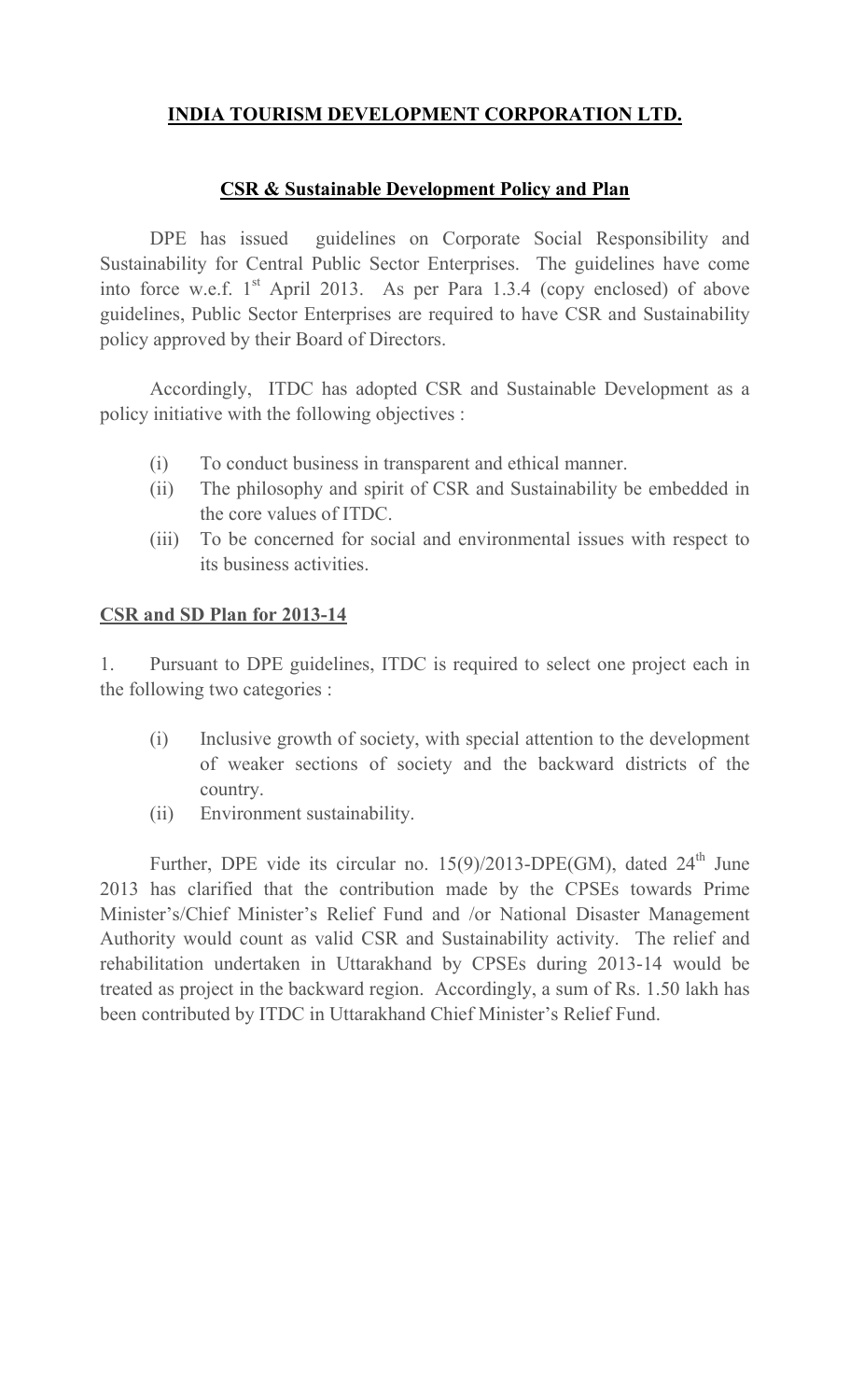# INDIA TOURISM DEVELOPMENT CORPORATION LTD.

## CSR & Sustainable Development Policy and Plan

DPE has issued guidelines on Corporate Social Responsibility and Sustainability for Central Public Sector Enterprises. The guidelines have come into force w.e.f. 1st April 2013. As per Para 1.3.4 (copy enclosed) of above guidelines, Public Sector Enterprises are required to have CSR and Sustainability policy approved by their Board of Directors.

Accordingly, ITDC has adopted CSR and Sustainable Development as a policy initiative with the following objectives :

(i) To conduct business in transparent and ethical manner.

(ii) The philosophy and spirit of CSR and Sustainability be embedded in the core values of ITDC.

(iii) To be concerned for social and environmental issues with respect to its business activities.

### CSR and SD Plan for 2013-14

1. Pursuant to DPE guidelines, ITDC is required to select one project each in the following two categories :

(i) Inclusive growth of society, with special attention to the development of weaker sections of society and the backward districts of the country.

(ii) Environment sustainability.

Further, DPE vide its circular no. 15(9)/2013-DPE(GM), dated 24th June 2013 has clarified that the contribution made by the CPSEs towards Prime Minister's/Chief Minister's Relief Fund and /or National Disaster Management Authority would count as valid CSR and Sustainability activity. The relief and rehabilitation undertaken in Uttarakhand by CPSEs during 2013-14 would be treated as project in the backward region. Accordingly, a sum of Rs. 1.50 lakh has been contributed by ITDC in Uttarakhand Chief Minister's Relief Fund.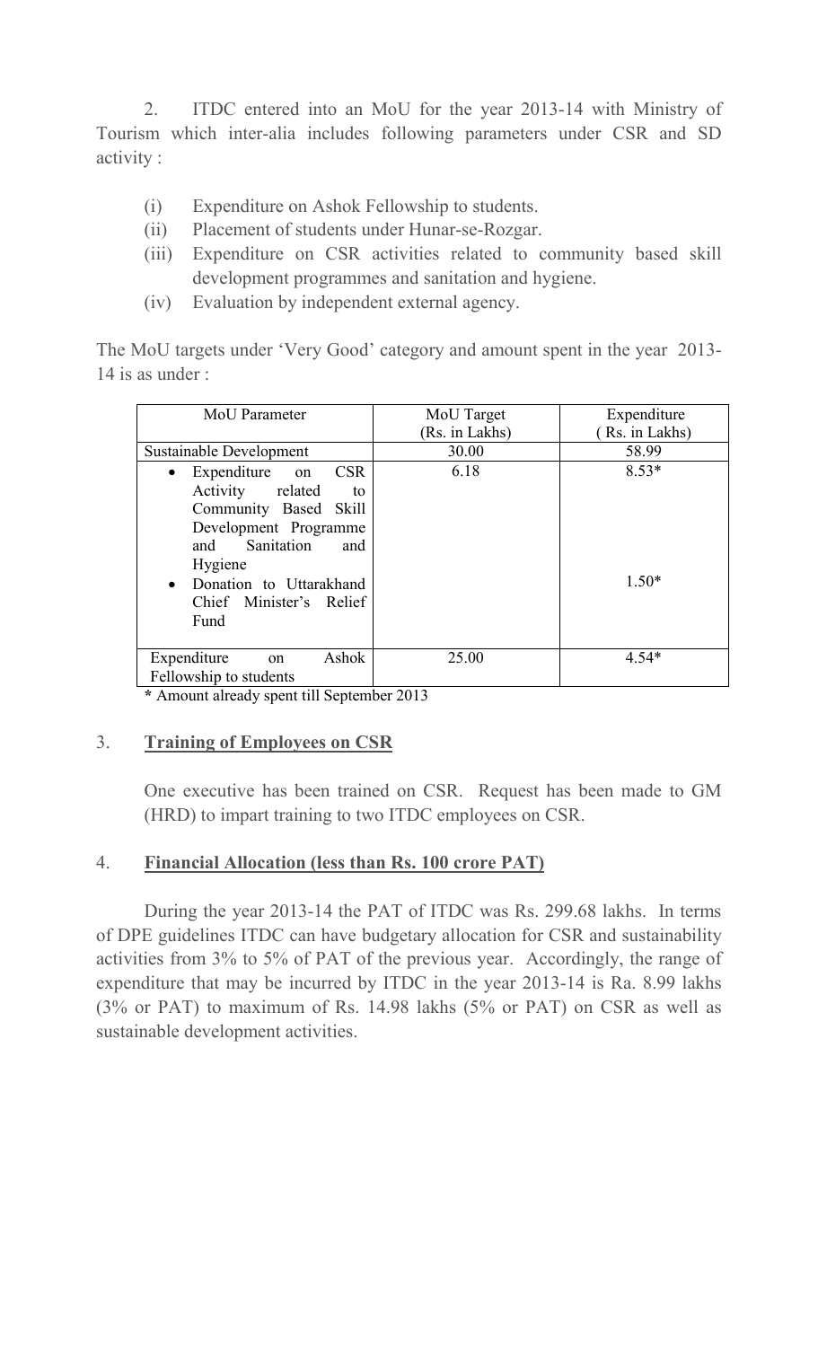2. ITDC entered into an MoU for the year 2013-14 with Ministry of Tourism which inter-alia includes following parameters under CSR and SD activity :

(i) Expenditure on Ashok Fellowship to students.
(ii) Placement of students under Hunar-se-Rozgar.
(iii) Expenditure on CSR activities related to community based skill development programmes and sanitation and hygiene.
(iv) Evaluation by independent external agency.

The MoU targets under 'Very Good' category and amount spent in the year 2013-14 is as under :

| MoU Parameter | MoU Target (Rs. in Lakhs) | Expenditure ( Rs. in Lakhs) |
|---|---|---|
| Sustainable Development | 30.00 | 58.99 |
| • Expenditure on CSR Activity related to Community Based Skill Development Programme and Sanitation and Hygiene | 6.18 | 8.53* |
| • Donation to Uttarakhand Chief Minister's Relief Fund | | 1.50* |
| Expenditure on Ashok Fellowship to students | 25.00 | 4.54* |

**\*** Amount already spent till September 2013

## 3. **Training of Employees on CSR**

One executive has been trained on CSR. Request has been made to GM (HRD) to impart training to two ITDC employees on CSR.

## 4. **Financial Allocation (less than Rs. 100 crore PAT)**

During the year 2013-14 the PAT of ITDC was Rs. 299.68 lakhs. In terms of DPE guidelines ITDC can have budgetary allocation for CSR and sustainability activities from 3% to 5% of PAT of the previous year. Accordingly, the range of expenditure that may be incurred by ITDC in the year 2013-14 is Ra. 8.99 lakhs (3% or PAT) to maximum of Rs. 14.98 lakhs (5% or PAT) on CSR as well as sustainable development activities.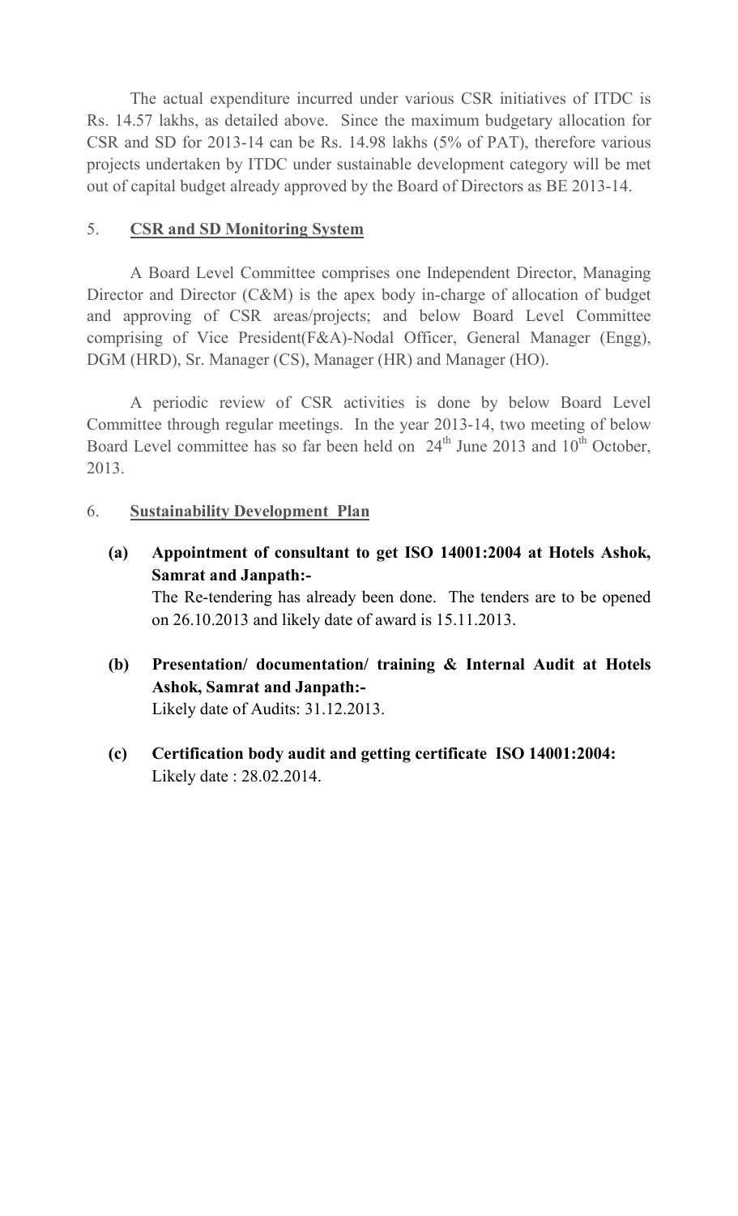The actual expenditure incurred under various CSR initiatives of ITDC is Rs. 14.57 lakhs, as detailed above. Since the maximum budgetary allocation for CSR and SD for 2013-14 can be Rs. 14.98 lakhs (5% of PAT), therefore various projects undertaken by ITDC under sustainable development category will be met out of capital budget already approved by the Board of Directors as BE 2013-14.

5. **<u>CSR and SD Monitoring System</u>**

A Board Level Committee comprises one Independent Director, Managing Director and Director (C&M) is the apex body in-charge of allocation of budget and approving of CSR areas/projects; and below Board Level Committee comprising of Vice President(F&A)-Nodal Officer, General Manager (Engg), DGM (HRD), Sr. Manager (CS), Manager (HR) and Manager (HO).

A periodic review of CSR activities is done by below Board Level Committee through regular meetings. In the year 2013-14, two meeting of below Board Level committee has so far been held on 24th June 2013 and 10th October, 2013.

6. **<u>Sustainability Development Plan</u>**

**(a) Appointment of consultant to get ISO 14001:2004 at Hotels Ashok, Samrat and Janpath:-**
The Re-tendering has already been done. The tenders are to be opened on 26.10.2013 and likely date of award is 15.11.2013.

**(b) Presentation/ documentation/ training & Internal Audit at Hotels Ashok, Samrat and Janpath:-**
Likely date of Audits: 31.12.2013.

**(c) Certification body audit and getting certificate ISO 14001:2004:**
Likely date : 28.02.2014.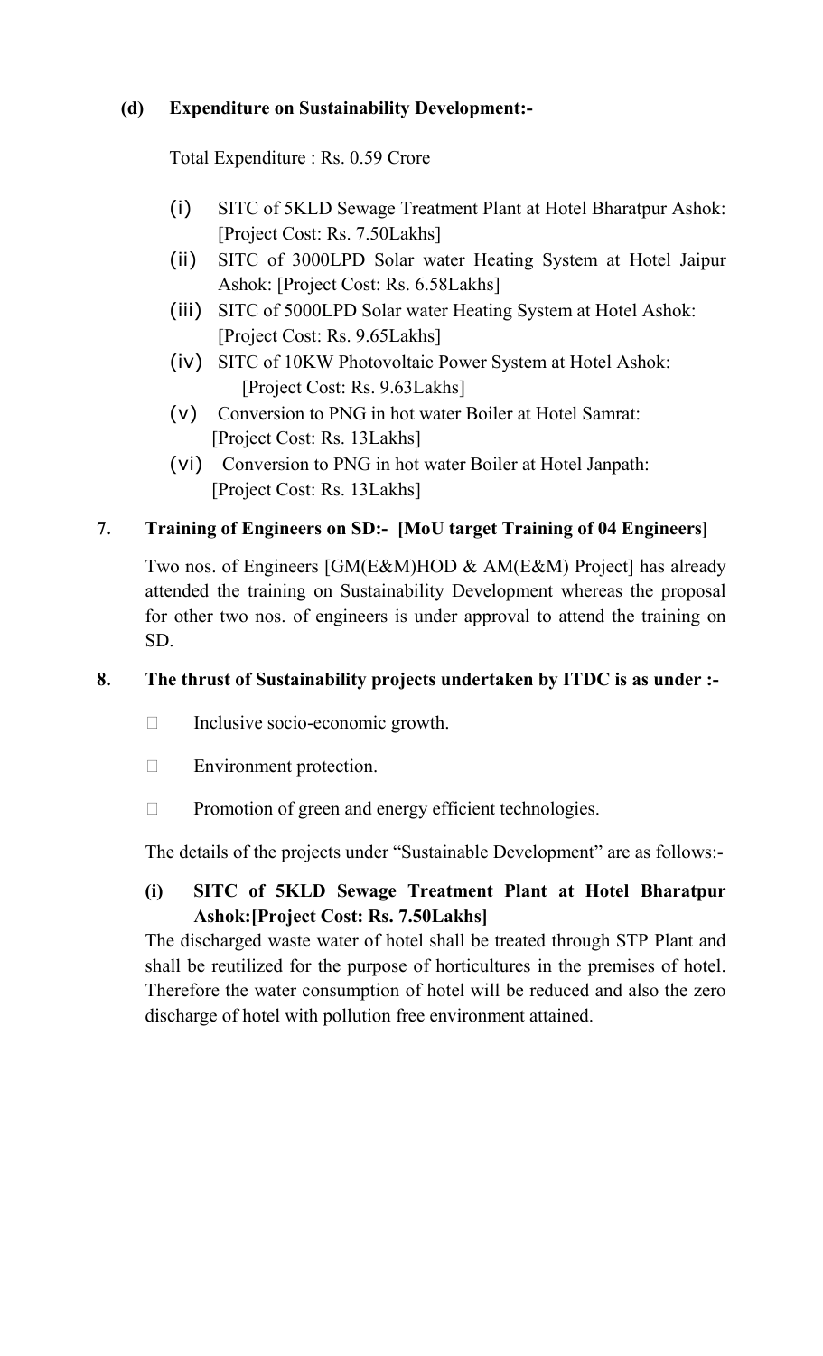**(d) Expenditure on Sustainability Development:-**

Total Expenditure : Rs. 0.59 Crore

(i) SITC of 5KLD Sewage Treatment Plant at Hotel Bharatpur Ashok: [Project Cost: Rs. 7.50Lakhs]

(ii) SITC of 3000LPD Solar water Heating System at Hotel Jaipur Ashok: [Project Cost: Rs. 6.58Lakhs]

(iii) SITC of 5000LPD Solar water Heating System at Hotel Ashok: [Project Cost: Rs. 9.65Lakhs]

(iv) SITC of 10KW Photovoltaic Power System at Hotel Ashok: [Project Cost: Rs. 9.63Lakhs]

(v) Conversion to PNG in hot water Boiler at Hotel Samrat: [Project Cost: Rs. 13Lakhs]

(vi) Conversion to PNG in hot water Boiler at Hotel Janpath: [Project Cost: Rs. 13Lakhs]

**7. Training of Engineers on SD:- [MoU target Training of 04 Engineers]**

Two nos. of Engineers [GM(E&M)HOD & AM(E&M) Project] has already attended the training on Sustainability Development whereas the proposal for other two nos. of engineers is under approval to attend the training on SD.

**8. The thrust of Sustainability projects undertaken by ITDC is as under :-**

- Inclusive socio-economic growth.
- Environment protection.
- Promotion of green and energy efficient technologies.

The details of the projects under "Sustainable Development" are as follows:-

**(i) SITC of 5KLD Sewage Treatment Plant at Hotel Bharatpur Ashok:[Project Cost: Rs. 7.50Lakhs]**

The discharged waste water of hotel shall be treated through STP Plant and shall be reutilized for the purpose of horticultures in the premises of hotel. Therefore the water consumption of hotel will be reduced and also the zero discharge of hotel with pollution free environment attained.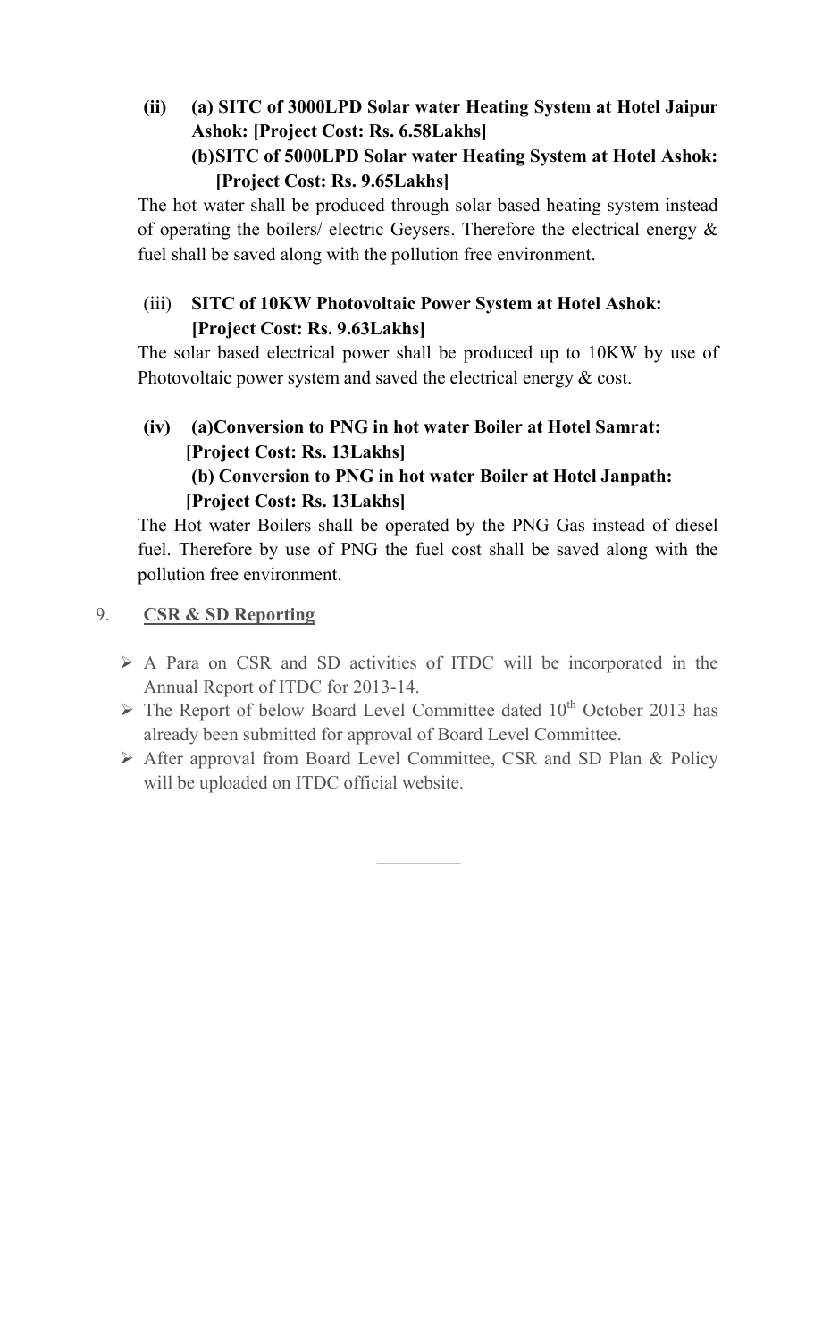**(ii) (a) SITC of 3000LPD Solar water Heating System at Hotel Jaipur Ashok: [Project Cost: Rs. 6.58Lakhs]**

**(b)SITC of 5000LPD Solar water Heating System at Hotel Ashok: [Project Cost: Rs. 9.65Lakhs]**

The hot water shall be produced through solar based heating system instead of operating the boilers/ electric Geysers. Therefore the electrical energy & fuel shall be saved along with the pollution free environment.

(iii) **SITC of 10KW Photovoltaic Power System at Hotel Ashok: [Project Cost: Rs. 9.63Lakhs]**

The solar based electrical power shall be produced up to 10KW by use of Photovoltaic power system and saved the electrical energy & cost.

**(iv) (a)Conversion to PNG in hot water Boiler at Hotel Samrat: [Project Cost: Rs. 13Lakhs]**

**(b) Conversion to PNG in hot water Boiler at Hotel Janpath: [Project Cost: Rs. 13Lakhs]**

The Hot water Boilers shall be operated by the PNG Gas instead of diesel fuel. Therefore by use of PNG the fuel cost shall be saved along with the pollution free environment.

9. **CSR & SD Reporting**

- A Para on CSR and SD activities of ITDC will be incorporated in the Annual Report of ITDC for 2013-14.
- The Report of below Board Level Committee dated 10th October 2013 has already been submitted for approval of Board Level Committee.
- After approval from Board Level Committee, CSR and SD Plan & Policy will be uploaded on ITDC official website.

---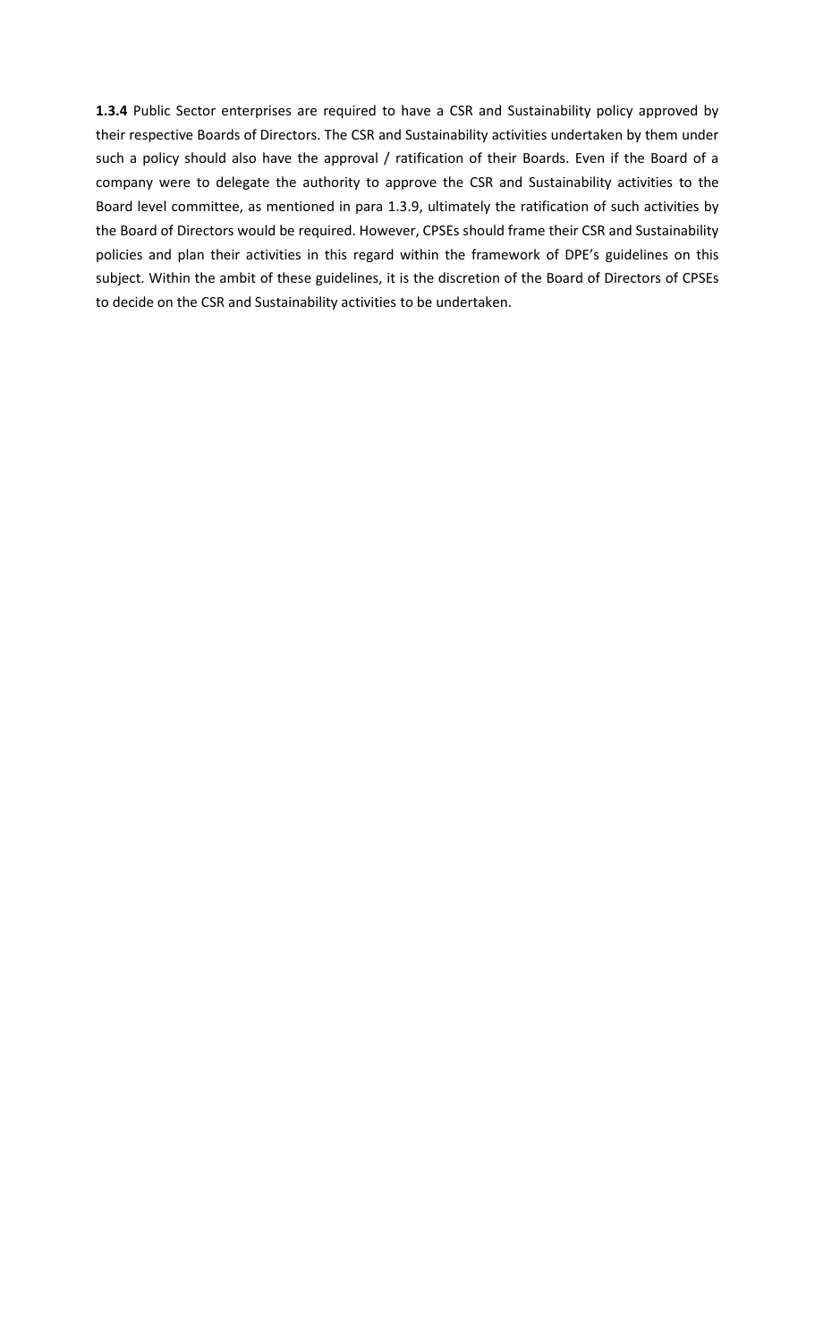**1.3.4** Public Sector enterprises are required to have a CSR and Sustainability policy approved by their respective Boards of Directors. The CSR and Sustainability activities undertaken by them under such a policy should also have the approval / ratification of their Boards. Even if the Board of a company were to delegate the authority to approve the CSR and Sustainability activities to the Board level committee, as mentioned in para 1.3.9, ultimately the ratification of such activities by the Board of Directors would be required. However, CPSEs should frame their CSR and Sustainability policies and plan their activities in this regard within the framework of DPE's guidelines on this subject. Within the ambit of these guidelines, it is the discretion of the Board of Directors of CPSEs to decide on the CSR and Sustainability activities to be undertaken.